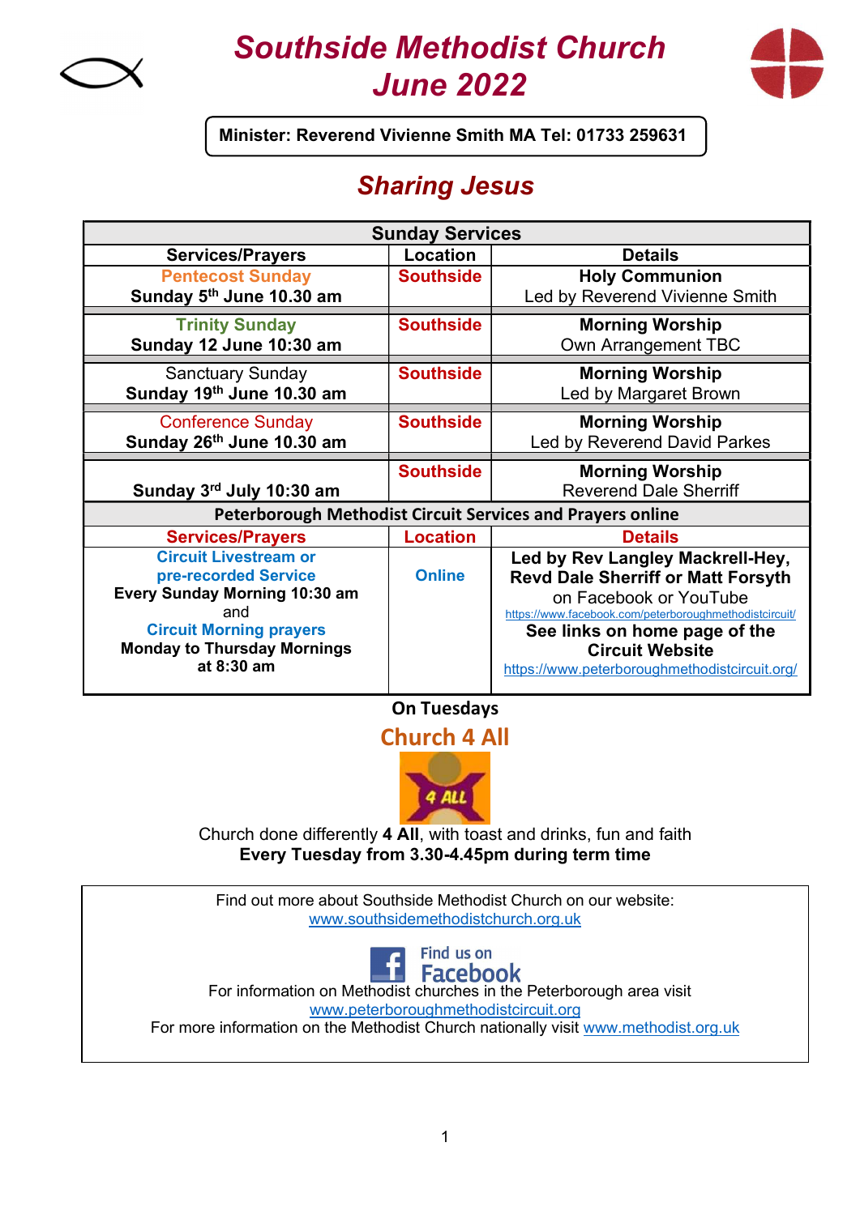# Southside Methodist Church
# June 2022

**Minister: Reverend Vivienne Smith MA Tel: 01733 259631**

## *Sharing Jesus*

| Sunday Services | | |
|---|---|---|
| **Services/Prayers** | **Location** | **Details** |
| Pentecost Sunday<br>**Sunday 5th June 10.30 am** | **Southside** | **Holy Communion**<br>Led by Reverend Vivienne Smith |
| Trinity Sunday<br>**Sunday 12 June 10:30 am** | **Southside** | **Morning Worship**<br>Own Arrangement TBC |
| Sanctuary Sunday<br>**Sunday 19th June 10.30 am** | **Southside** | **Morning Worship**<br>Led by Margaret Brown |
| Conference Sunday<br>**Sunday 26th June 10.30 am** | **Southside** | **Morning Worship**<br>Led by Reverend David Parkes |
| **Sunday 3rd July 10:30 am** | **Southside** | **Morning Worship**<br>Reverend Dale Sherriff |
| **Peterborough Methodist Circuit Services and Prayers online** | | |
| **Services/Prayers** | **Location** | **Details** |
| **Circuit Livestream or pre-recorded Service**<br>**Every Sunday Morning 10:30 am**<br>and<br>**Circuit Morning prayers**<br>**Monday to Thursday Mornings at 8:30 am** | **Online** | **Led by Rev Langley Mackrell-Hey, Revd Dale Sherriff or Matt Forsyth**<br>on Facebook or YouTube<br>https://www.facebook.com/peterboroughmethodistcircuit/<br>**See links on home page of the Circuit Website**<br>https://www.peterboroughmethodistcircuit.org/ |

**On Tuesdays**

## Church 4 All

Church done differently **4 All**, with toast and drinks, fun and faith
**Every Tuesday from 3.30-4.45pm during term time**

Find out more about Southside Methodist Church on our website:
www.southsidemethodistchurch.org.uk

Find us on Facebook

For information on Methodist churches in the Peterborough area visit
www.peterboroughmethodistcircuit.org

For more information on the Methodist Church nationally visit www.methodist.org.uk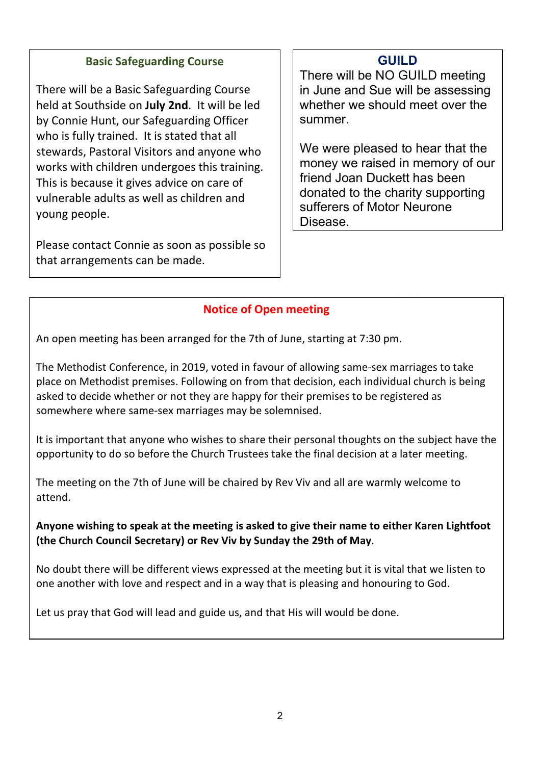## Basic Safeguarding Course

There will be a Basic Safeguarding Course held at Southside on **July 2nd**. It will be led by Connie Hunt, our Safeguarding Officer who is fully trained. It is stated that all stewards, Pastoral Visitors and anyone who works with children undergoes this training. This is because it gives advice on care of vulnerable adults as well as children and young people.

Please contact Connie as soon as possible so that arrangements can be made.

## GUILD

There will be NO GUILD meeting in June and Sue will be assessing whether we should meet over the summer.

We were pleased to hear that the money we raised in memory of our friend Joan Duckett has been donated to the charity supporting sufferers of Motor Neurone Disease.

## Notice of Open meeting

An open meeting has been arranged for the 7th of June, starting at 7:30 pm.

The Methodist Conference, in 2019, voted in favour of allowing same-sex marriages to take place on Methodist premises. Following on from that decision, each individual church is being asked to decide whether or not they are happy for their premises to be registered as somewhere where same-sex marriages may be solemnised.

It is important that anyone who wishes to share their personal thoughts on the subject have the opportunity to do so before the Church Trustees take the final decision at a later meeting.

The meeting on the 7th of June will be chaired by Rev Viv and all are warmly welcome to attend.

**Anyone wishing to speak at the meeting is asked to give their name to either Karen Lightfoot (the Church Council Secretary) or Rev Viv by Sunday the 29th of May**.

No doubt there will be different views expressed at the meeting but it is vital that we listen to one another with love and respect and in a way that is pleasing and honouring to God.

Let us pray that God will lead and guide us, and that His will would be done.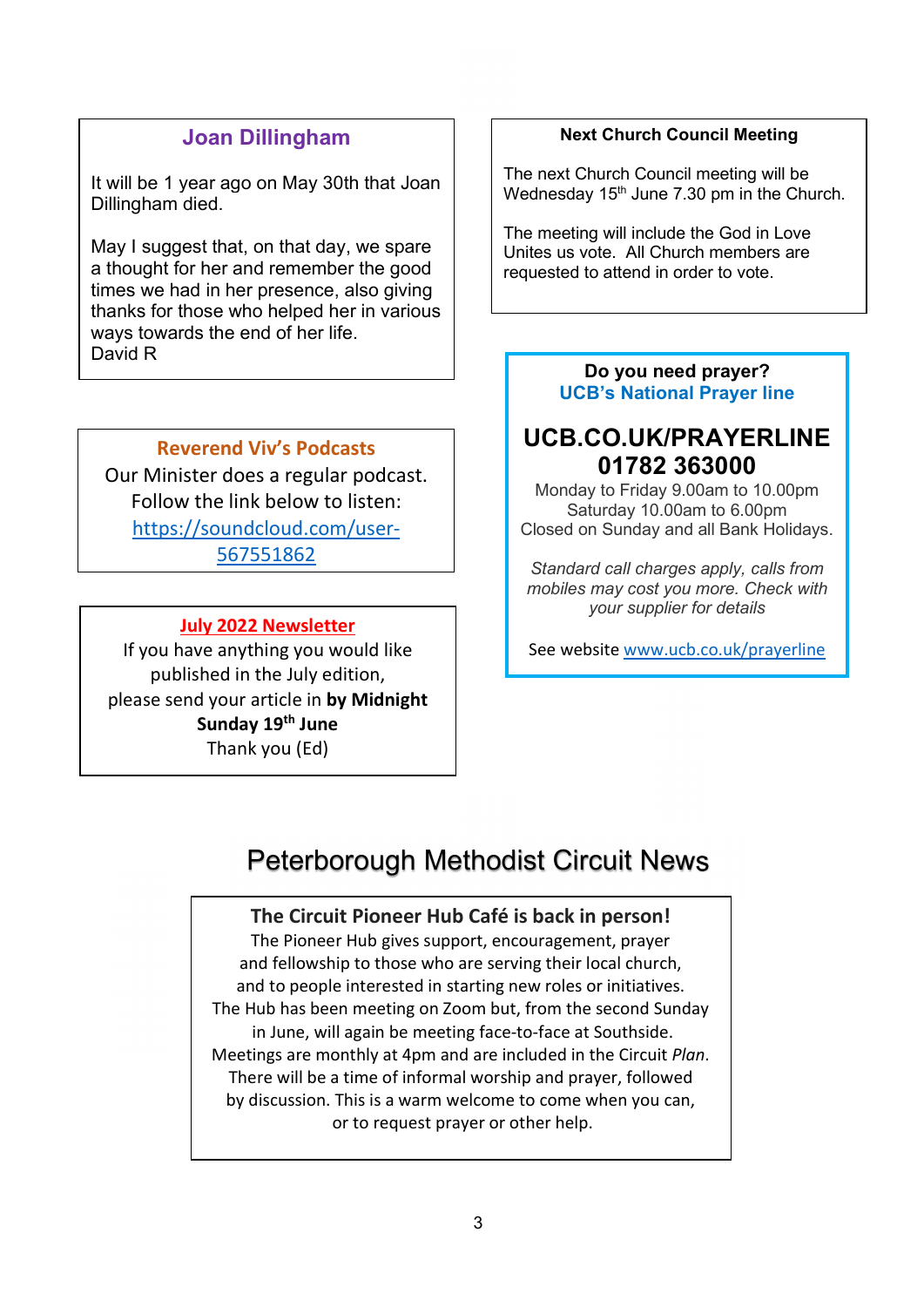## Joan Dillingham

It will be 1 year ago on May 30th that Joan Dillingham died.

May I suggest that, on that day, we spare a thought for her and remember the good times we had in her presence, also giving thanks for those who helped her in various ways towards the end of her life.
David R

## Reverend Viv's Podcasts

Our Minister does a regular podcast. Follow the link below to listen:
https://soundcloud.com/user-567551862

## July 2022 Newsletter

If you have anything you would like published in the July edition, please send your article in **by Midnight Sunday 19th June**
Thank you (Ed)

## Next Church Council Meeting

The next Church Council meeting will be Wednesday 15th June 7.30 pm in the Church.

The meeting will include the God in Love Unites us vote. All Church members are requested to attend in order to vote.

## Do you need prayer?

**UCB's National Prayer line**

**UCB.CO.UK/PRAYERLINE**
**01782 363000**

Monday to Friday 9.00am to 10.00pm
Saturday 10.00am to 6.00pm
Closed on Sunday and all Bank Holidays.

*Standard call charges apply, calls from mobiles may cost you more. Check with your supplier for details*

See website www.ucb.co.uk/prayerline

# Peterborough Methodist Circuit News

**The Circuit Pioneer Hub Café is back in person!**

The Pioneer Hub gives support, encouragement, prayer and fellowship to those who are serving their local church, and to people interested in starting new roles or initiatives. The Hub has been meeting on Zoom but, from the second Sunday in June, will again be meeting face-to-face at Southside. Meetings are monthly at 4pm and are included in the Circuit *Plan*. There will be a time of informal worship and prayer, followed by discussion. This is a warm welcome to come when you can, or to request prayer or other help.